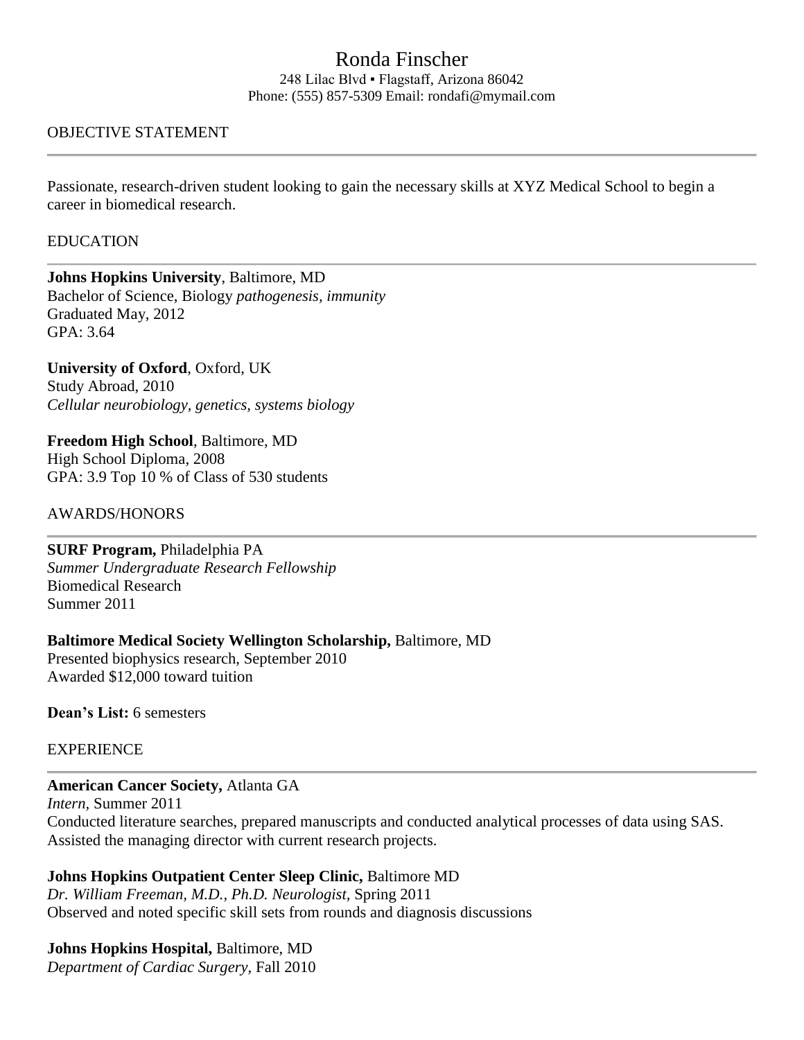# Ronda Finscher

248 Lilac Blvd ▪ Flagstaff, Arizona 86042
Phone: (555) 857-5309 Email: rondafi@mymail.com

## OBJECTIVE STATEMENT

Passionate, research-driven student looking to gain the necessary skills at XYZ Medical School to begin a career in biomedical research.

## EDUCATION

**Johns Hopkins University**, Baltimore, MD
Bachelor of Science, Biology *pathogenesis, immunity*
Graduated May, 2012
GPA: 3.64

**University of Oxford**, Oxford, UK
Study Abroad, 2010
*Cellular neurobiology, genetics, systems biology*

**Freedom High School**, Baltimore, MD
High School Diploma, 2008
GPA: 3.9 Top 10 % of Class of 530 students

## AWARDS/HONORS

**SURF Program,** Philadelphia PA
*Summer Undergraduate Research Fellowship*
Biomedical Research
Summer 2011

**Baltimore Medical Society Wellington Scholarship,** Baltimore, MD
Presented biophysics research, September 2010
Awarded $12,000 toward tuition

**Dean's List:** 6 semesters

## EXPERIENCE

**American Cancer Society,** Atlanta GA
*Intern*, Summer 2011
Conducted literature searches, prepared manuscripts and conducted analytical processes of data using SAS. Assisted the managing director with current research projects.

**Johns Hopkins Outpatient Center Sleep Clinic,** Baltimore MD
*Dr. William Freeman, M.D., Ph.D. Neurologist*, Spring 2011
Observed and noted specific skill sets from rounds and diagnosis discussions

**Johns Hopkins Hospital,** Baltimore, MD
*Department of Cardiac Surgery*, Fall 2010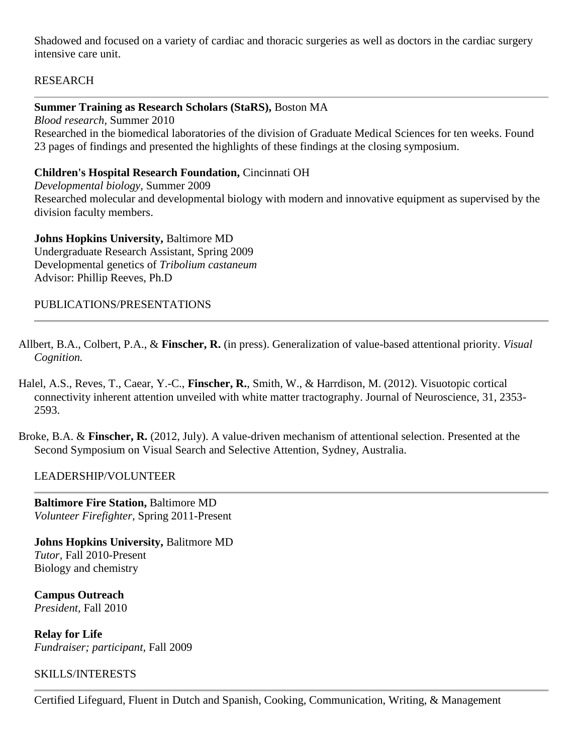Shadowed and focused on a variety of cardiac and thoracic surgeries as well as doctors in the cardiac surgery intensive care unit.

## RESEARCH

**Summer Training as Research Scholars (StaRS),** Boston MA
*Blood research,* Summer 2010
Researched in the biomedical laboratories of the division of Graduate Medical Sciences for ten weeks. Found 23 pages of findings and presented the highlights of these findings at the closing symposium.

**Children's Hospital Research Foundation,** Cincinnati OH
*Developmental biology,* Summer 2009
Researched molecular and developmental biology with modern and innovative equipment as supervised by the division faculty members.

**Johns Hopkins University,** Baltimore MD
Undergraduate Research Assistant, Spring 2009
Developmental genetics of *Tribolium castaneum*
Advisor: Phillip Reeves, Ph.D

## PUBLICATIONS/PRESENTATIONS

Allbert, B.A., Colbert, P.A., & **Finscher, R.** (in press). Generalization of value-based attentional priority. *Visual Cognition.*

Halel, A.S., Reves, T., Caear, Y.-C., **Finscher, R.**, Smith, W., & Harrdison, M. (2012). Visuotopic cortical connectivity inherent attention unveiled with white matter tractography. Journal of Neuroscience, 31, 2353-2593.

Broke, B.A. & **Finscher, R.** (2012, July). A value-driven mechanism of attentional selection. Presented at the Second Symposium on Visual Search and Selective Attention, Sydney, Australia.

## LEADERSHIP/VOLUNTEER

**Baltimore Fire Station,** Baltimore MD
*Volunteer Firefighter,* Spring 2011-Present

**Johns Hopkins University,** Balitmore MD
*Tutor,* Fall 2010-Present
Biology and chemistry

**Campus Outreach**
*President,* Fall 2010

**Relay for Life**
*Fundraiser; participant,* Fall 2009

## SKILLS/INTERESTS

Certified Lifeguard, Fluent in Dutch and Spanish, Cooking, Communication, Writing, & Management